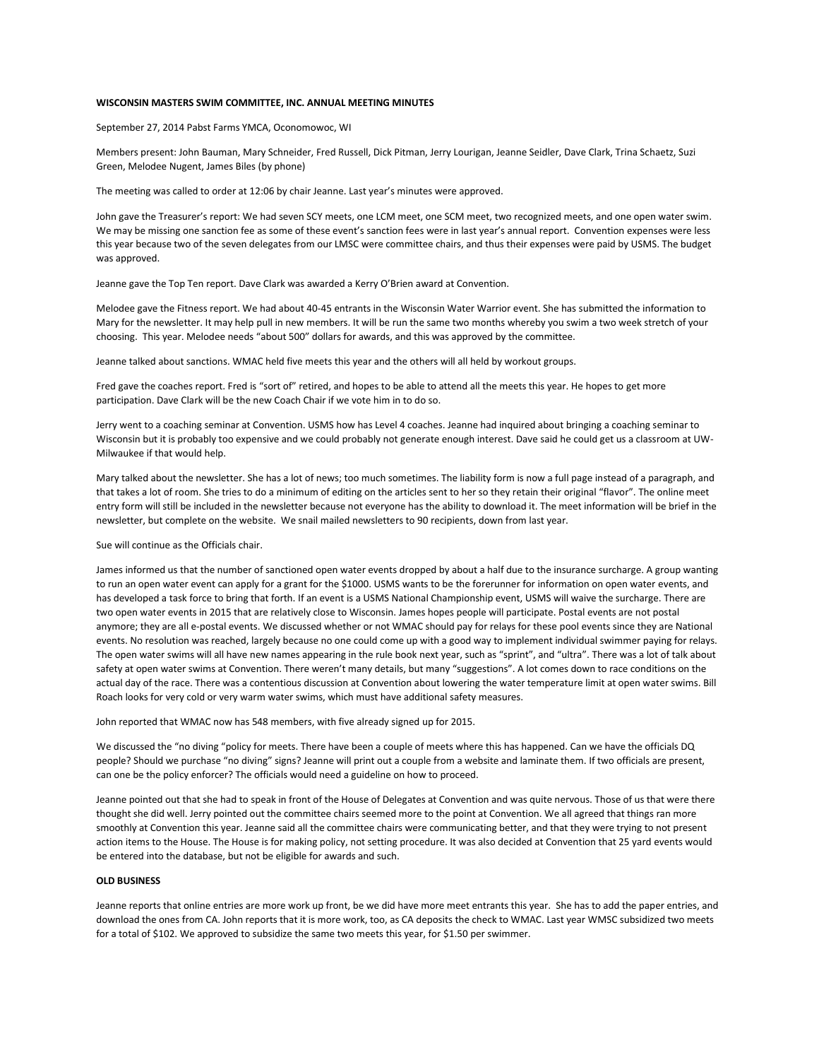**WISCONSIN MASTERS SWIM COMMITTEE, INC. ANNUAL MEETING MINUTES**

September 27, 2014 Pabst Farms YMCA, Oconomowoc, WI

Members present: John Bauman, Mary Schneider, Fred Russell, Dick Pitman, Jerry Lourigan, Jeanne Seidler, Dave Clark, Trina Schaetz, Suzi Green, Melodee Nugent, James Biles (by phone)

The meeting was called to order at 12:06 by chair Jeanne. Last year's minutes were approved.

John gave the Treasurer's report: We had seven SCY meets, one LCM meet, one SCM meet, two recognized meets, and one open water swim. We may be missing one sanction fee as some of these event's sanction fees were in last year's annual report. Convention expenses were less this year because two of the seven delegates from our LMSC were committee chairs, and thus their expenses were paid by USMS. The budget was approved.

Jeanne gave the Top Ten report. Dave Clark was awarded a Kerry O'Brien award at Convention.

Melodee gave the Fitness report. We had about 40-45 entrants in the Wisconsin Water Warrior event. She has submitted the information to Mary for the newsletter. It may help pull in new members. It will be run the same two months whereby you swim a two week stretch of your choosing. This year. Melodee needs "about 500" dollars for awards, and this was approved by the committee.

Jeanne talked about sanctions. WMAC held five meets this year and the others will all held by workout groups.

Fred gave the coaches report. Fred is "sort of" retired, and hopes to be able to attend all the meets this year. He hopes to get more participation. Dave Clark will be the new Coach Chair if we vote him in to do so.

Jerry went to a coaching seminar at Convention. USMS how has Level 4 coaches. Jeanne had inquired about bringing a coaching seminar to Wisconsin but it is probably too expensive and we could probably not generate enough interest. Dave said he could get us a classroom at UW-Milwaukee if that would help.

Mary talked about the newsletter. She has a lot of news; too much sometimes. The liability form is now a full page instead of a paragraph, and that takes a lot of room. She tries to do a minimum of editing on the articles sent to her so they retain their original "flavor". The online meet entry form will still be included in the newsletter because not everyone has the ability to download it. The meet information will be brief in the newsletter, but complete on the website. We snail mailed newsletters to 90 recipients, down from last year.

Sue will continue as the Officials chair.

James informed us that the number of sanctioned open water events dropped by about a half due to the insurance surcharge. A group wanting to run an open water event can apply for a grant for the $1000. USMS wants to be the forerunner for information on open water events, and has developed a task force to bring that forth. If an event is a USMS National Championship event, USMS will waive the surcharge. There are two open water events in 2015 that are relatively close to Wisconsin. James hopes people will participate. Postal events are not postal anymore; they are all e-postal events. We discussed whether or not WMAC should pay for relays for these pool events since they are National events. No resolution was reached, largely because no one could come up with a good way to implement individual swimmer paying for relays. The open water swims will all have new names appearing in the rule book next year, such as "sprint", and "ultra". There was a lot of talk about safety at open water swims at Convention. There weren't many details, but many "suggestions". A lot comes down to race conditions on the actual day of the race. There was a contentious discussion at Convention about lowering the water temperature limit at open water swims. Bill Roach looks for very cold or very warm water swims, which must have additional safety measures.

John reported that WMAC now has 548 members, with five already signed up for 2015.

We discussed the "no diving "policy for meets. There have been a couple of meets where this has happened. Can we have the officials DQ people? Should we purchase "no diving" signs? Jeanne will print out a couple from a website and laminate them. If two officials are present, can one be the policy enforcer? The officials would need a guideline on how to proceed.

Jeanne pointed out that she had to speak in front of the House of Delegates at Convention and was quite nervous. Those of us that were there thought she did well. Jerry pointed out the committee chairs seemed more to the point at Convention. We all agreed that things ran more smoothly at Convention this year. Jeanne said all the committee chairs were communicating better, and that they were trying to not present action items to the House. The House is for making policy, not setting procedure. It was also decided at Convention that 25 yard events would be entered into the database, but not be eligible for awards and such.

**OLD BUSINESS**

Jeanne reports that online entries are more work up front, be we did have more meet entrants this year. She has to add the paper entries, and download the ones from CA. John reports that it is more work, too, as CA deposits the check to WMAC. Last year WMSC subsidized two meets for a total of $102. We approved to subsidize the same two meets this year, for $1.50 per swimmer.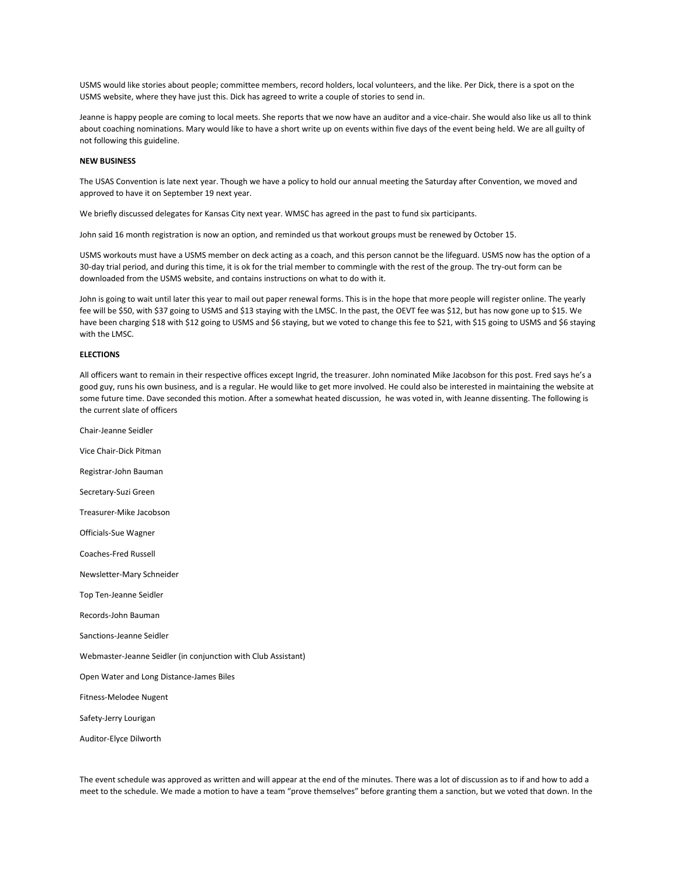USMS would like stories about people; committee members, record holders, local volunteers, and the like. Per Dick, there is a spot on the USMS website, where they have just this. Dick has agreed to write a couple of stories to send in.

Jeanne is happy people are coming to local meets. She reports that we now have an auditor and a vice-chair. She would also like us all to think about coaching nominations. Mary would like to have a short write up on events within five days of the event being held. We are all guilty of not following this guideline.

**NEW BUSINESS**

The USAS Convention is late next year. Though we have a policy to hold our annual meeting the Saturday after Convention, we moved and approved to have it on September 19 next year.

We briefly discussed delegates for Kansas City next year. WMSC has agreed in the past to fund six participants.

John said 16 month registration is now an option, and reminded us that workout groups must be renewed by October 15.

USMS workouts must have a USMS member on deck acting as a coach, and this person cannot be the lifeguard. USMS now has the option of a 30-day trial period, and during this time, it is ok for the trial member to commingle with the rest of the group. The try-out form can be downloaded from the USMS website, and contains instructions on what to do with it.

John is going to wait until later this year to mail out paper renewal forms. This is in the hope that more people will register online. The yearly fee will be $50, with $37 going to USMS and $13 staying with the LMSC. In the past, the OEVT fee was $12, but has now gone up to $15. We have been charging $18 with $12 going to USMS and $6 staying, but we voted to change this fee to $21, with $15 going to USMS and $6 staying with the LMSC.

**ELECTIONS**

All officers want to remain in their respective offices except Ingrid, the treasurer. John nominated Mike Jacobson for this post. Fred says he's a good guy, runs his own business, and is a regular. He would like to get more involved. He could also be interested in maintaining the website at some future time. Dave seconded this motion. After a somewhat heated discussion, he was voted in, with Jeanne dissenting. The following is the current slate of officers

Chair-Jeanne Seidler

Vice Chair-Dick Pitman

Registrar-John Bauman

Secretary-Suzi Green

Treasurer-Mike Jacobson

Officials-Sue Wagner

Coaches-Fred Russell

Newsletter-Mary Schneider

Top Ten-Jeanne Seidler

Records-John Bauman

Sanctions-Jeanne Seidler

Webmaster-Jeanne Seidler (in conjunction with Club Assistant)

Open Water and Long Distance-James Biles

Fitness-Melodee Nugent

Safety-Jerry Lourigan

Auditor-Elyce Dilworth

The event schedule was approved as written and will appear at the end of the minutes. There was a lot of discussion as to if and how to add a meet to the schedule. We made a motion to have a team "prove themselves" before granting them a sanction, but we voted that down. In the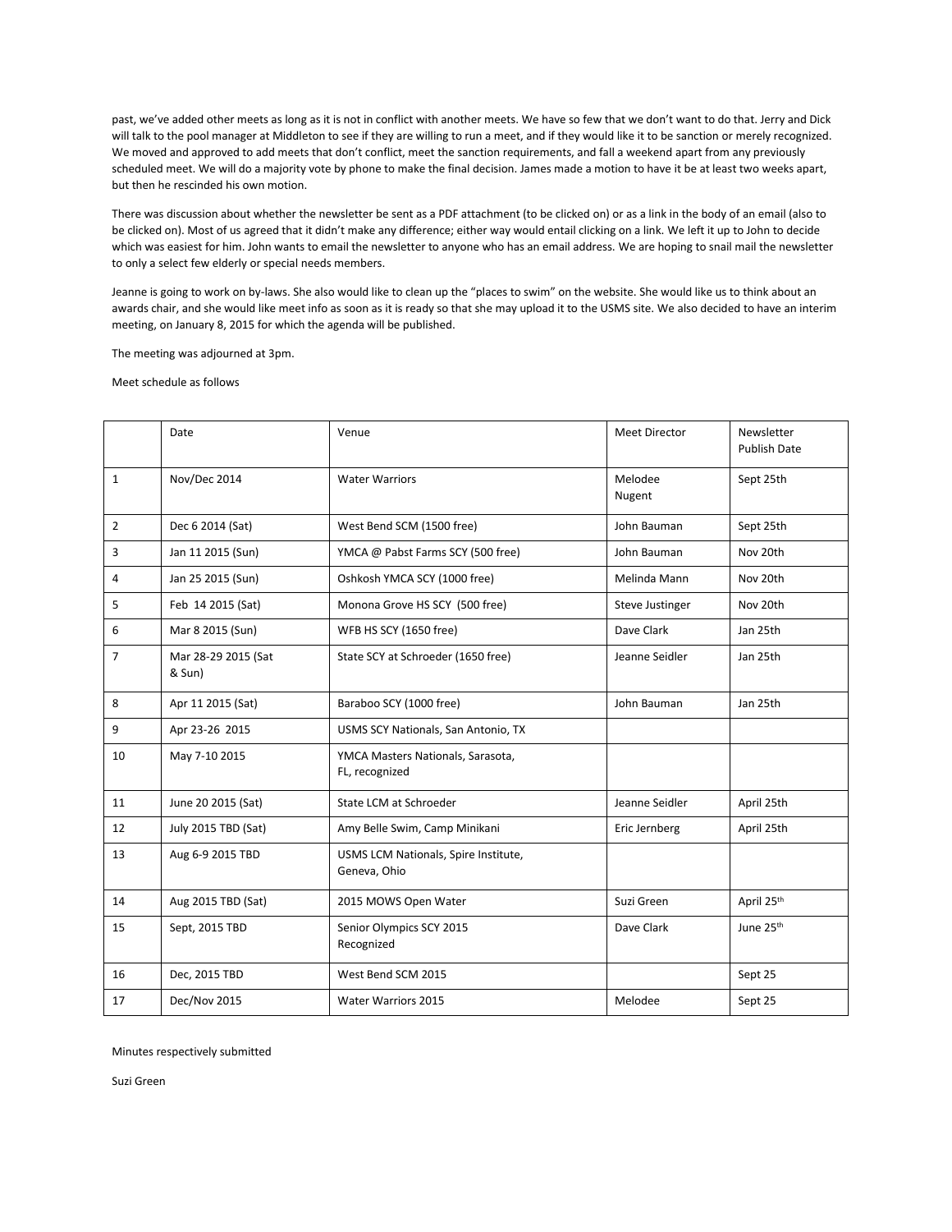past, we've added other meets as long as it is not in conflict with another meets. We have so few that we don't want to do that. Jerry and Dick will talk to the pool manager at Middleton to see if they are willing to run a meet, and if they would like it to be sanction or merely recognized. We moved and approved to add meets that don't conflict, meet the sanction requirements, and fall a weekend apart from any previously scheduled meet. We will do a majority vote by phone to make the final decision. James made a motion to have it be at least two weeks apart, but then he rescinded his own motion.

There was discussion about whether the newsletter be sent as a PDF attachment (to be clicked on) or as a link in the body of an email (also to be clicked on). Most of us agreed that it didn't make any difference; either way would entail clicking on a link. We left it up to John to decide which was easiest for him. John wants to email the newsletter to anyone who has an email address. We are hoping to snail mail the newsletter to only a select few elderly or special needs members.

Jeanne is going to work on by-laws. She also would like to clean up the "places to swim" on the website. She would like us to think about an awards chair, and she would like meet info as soon as it is ready so that she may upload it to the USMS site. We also decided to have an interim meeting, on January 8, 2015 for which the agenda will be published.

The meeting was adjourned at 3pm.

Meet schedule as follows

| | Date | Venue | Meet Director | Newsletter Publish Date |
|---|---|---|---|---|
| 1 | Nov/Dec 2014 | Water Warriors | Melodee Nugent | Sept 25th |
| 2 | Dec 6 2014 (Sat) | West Bend SCM (1500 free) | John Bauman | Sept 25th |
| 3 | Jan 11 2015 (Sun) | YMCA @ Pabst Farms SCY (500 free) | John Bauman | Nov 20th |
| 4 | Jan 25 2015 (Sun) | Oshkosh YMCA SCY (1000 free) | Melinda Mann | Nov 20th |
| 5 | Feb 14 2015 (Sat) | Monona Grove HS SCY (500 free) | Steve Justinger | Nov 20th |
| 6 | Mar 8 2015 (Sun) | WFB HS SCY (1650 free) | Dave Clark | Jan 25th |
| 7 | Mar 28-29 2015 (Sat & Sun) | State SCY at Schroeder (1650 free) | Jeanne Seidler | Jan 25th |
| 8 | Apr 11 2015 (Sat) | Baraboo SCY (1000 free) | John Bauman | Jan 25th |
| 9 | Apr 23-26 2015 | USMS SCY Nationals, San Antonio, TX | | |
| 10 | May 7-10 2015 | YMCA Masters Nationals, Sarasota, FL, recognized | | |
| 11 | June 20 2015 (Sat) | State LCM at Schroeder | Jeanne Seidler | April 25th |
| 12 | July 2015 TBD (Sat) | Amy Belle Swim, Camp Minikani | Eric Jernberg | April 25th |
| 13 | Aug 6-9 2015 TBD | USMS LCM Nationals, Spire Institute, Geneva, Ohio | | |
| 14 | Aug 2015 TBD (Sat) | 2015 MOWS Open Water | Suzi Green | April 25th |
| 15 | Sept, 2015 TBD | Senior Olympics SCY 2015 Recognized | Dave Clark | June 25th |
| 16 | Dec, 2015 TBD | West Bend SCM 2015 | | Sept 25 |
| 17 | Dec/Nov 2015 | Water Warriors 2015 | Melodee | Sept 25 |

Minutes respectively submitted

Suzi Green